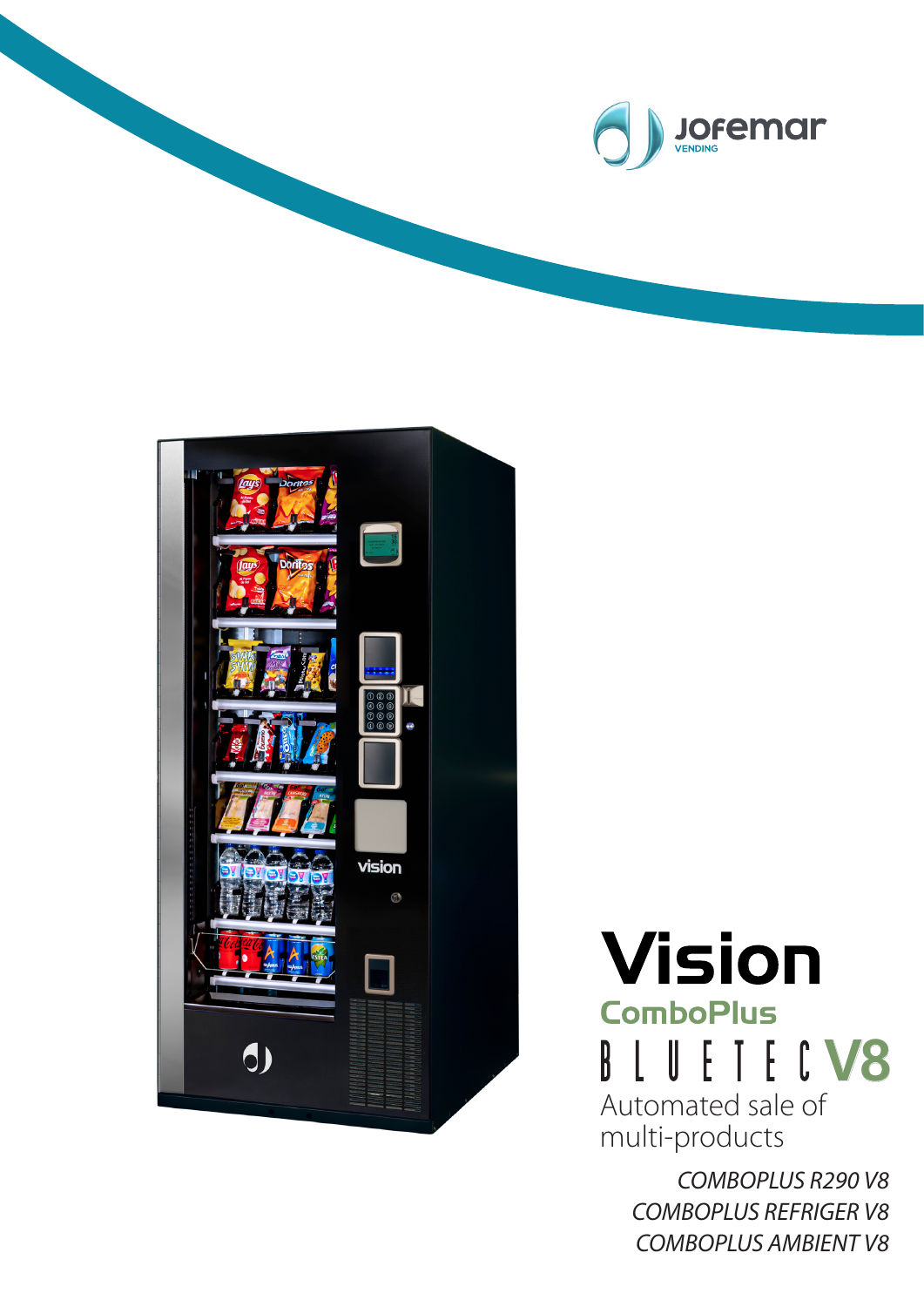Jofemar
VENDING

# Vision

## ComboPlus

## BLUETEC V8

Automated sale of multi-products

*COMBOPLUS R290 V8*
*COMBOPLUS REFRIGER V8*
*COMBOPLUS AMBIENT V8*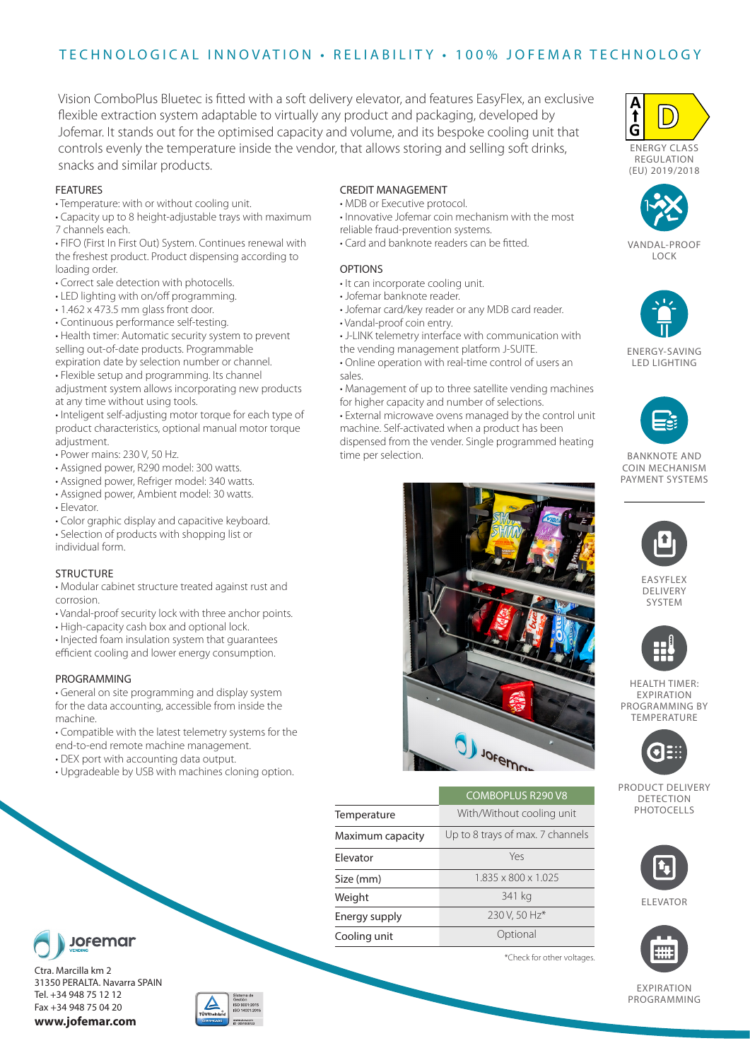TECHNOLOGICAL INNOVATION • RELIABILITY • 100% JOFEMAR TECHNOLOGY

Vision ComboPlus Bluetec is fitted with a soft delivery elevator, and features EasyFlex, an exclusive flexible extraction system adaptable to virtually any product and packaging, developed by Jofemar. It stands out for the optimised capacity and volume, and its bespoke cooling unit that controls evenly the temperature inside the vendor, that allows storing and selling soft drinks, snacks and similar products.

## FEATURES

- Temperature: with or without cooling unit.
- Capacity up to 8 height-adjustable trays with maximum 7 channels each.
- FIFO (First In First Out) System. Continues renewal with the freshest product. Product dispensing according to loading order.
- Correct sale detection with photocells.
- LED lighting with on/off programming.
- 1.462 x 473.5 mm glass front door.
- Continuous performance self-testing.
- Health timer: Automatic security system to prevent selling out-of-date products. Programmable expiration date by selection number or channel.
- Flexible setup and programming. Its channel adjustment system allows incorporating new products at any time without using tools.
- Inteligent self-adjusting motor torque for each type of product characteristics, optional manual motor torque adjustment.
- Power mains: 230 V, 50 Hz.
- Assigned power, R290 model: 300 watts.
- Assigned power, Refriger model: 340 watts.
- Assigned power, Ambient model: 30 watts.
- Elevator.
- Color graphic display and capacitive keyboard.
- Selection of products with shopping list or individual form.

## STRUCTURE

- Modular cabinet structure treated against rust and corrosion.
- Vandal-proof security lock with three anchor points.
- High-capacity cash box and optional lock.
- Injected foam insulation system that guarantees efficient cooling and lower energy consumption.

## PROGRAMMING

- General on site programming and display system for the data accounting, accessible from inside the machine.
- Compatible with the latest telemetry systems for the end-to-end remote machine management.
- DEX port with accounting data output.
- Upgradeable by USB with machines cloning option.

## CREDIT MANAGEMENT

- MDB or Executive protocol.
- Innovative Jofemar coin mechanism with the most reliable fraud-prevention systems.
- Card and banknote readers can be fitted.

## OPTIONS

- It can incorporate cooling unit.
- Jofemar banknote reader.
- Jofemar card/key reader or any MDB card reader.
- Vandal-proof coin entry.
- J-LINK telemetry interface with communication with the vending management platform J-SUITE.
- Online operation with real-time control of users an sales.
- Management of up to three satellite vending machines for higher capacity and number of selections.
- External microwave ovens managed by the control unit machine. Self-activated when a product has been dispensed from the vender. Single programmed heating time per selection.

| | COMBOPLUS R290 V8 |
|---|---|
| Temperature | With/Without cooling unit |
| Maximum capacity | Up to 8 trays of max. 7 channels |
| Elevator | Yes |
| Size (mm) | 1.835 x 800 x 1.025 |
| Weight | 341 kg |
| Energy supply | 230 V, 50 Hz* |
| Cooling unit | Optional |

*Check for other voltages.

ENERGY CLASS REGULATION (EU) 2019/2018 — D

VANDAL-PROOF LOCK

ENERGY-SAVING LED LIGHTING

BANKNOTE AND COIN MECHANISM PAYMENT SYSTEMS

EASYFLEX DELIVERY SYSTEM

HEALTH TIMER: EXPIRATION PROGRAMMING BY TEMPERATURE

PRODUCT DELIVERY DETECTION PHOTOCELLS

ELEVATOR

EXPIRATION PROGRAMMING

Jofemar

Ctra. Marcilla km 2
31350 PERALTA. Navarra SPAIN
Tel. +34 948 75 12 12
Fax +34 948 75 04 20
**www.jofemar.com**